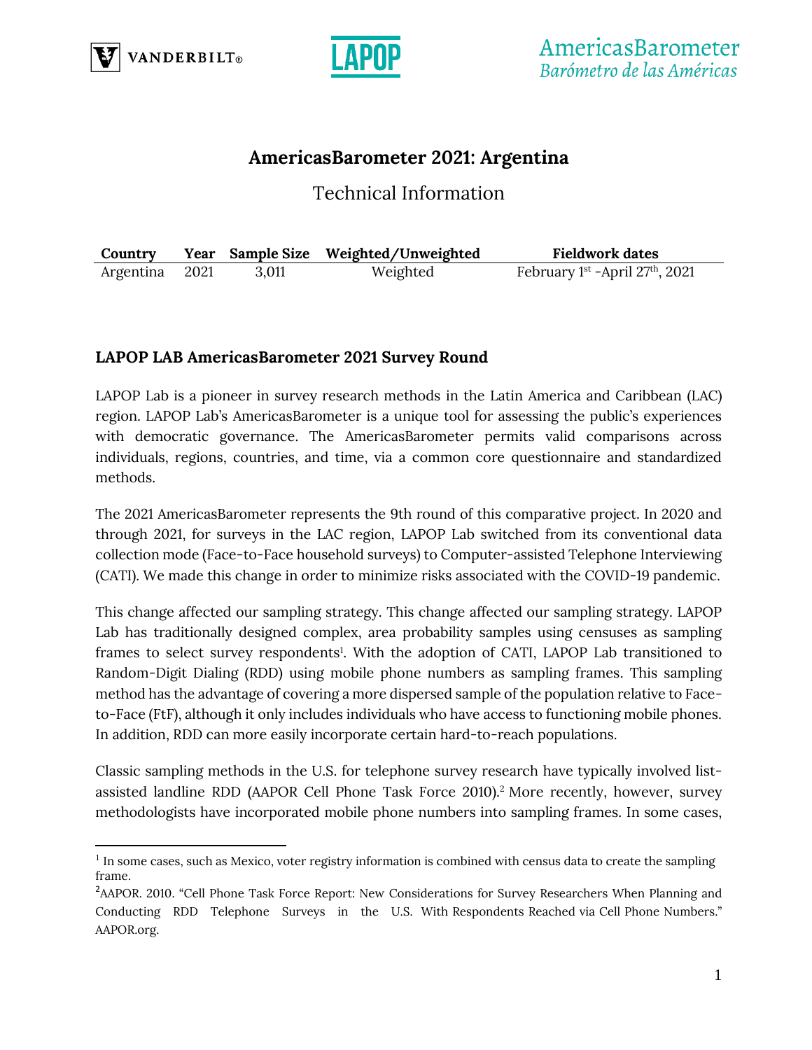# AmericasBarometer 2021: Argentina

## Technical Information

| Country | Year | Sample Size | Weighted/Unweighted | Fieldwork dates |
|---|---|---|---|---|
| Argentina | 2021 | 3,011 | Weighted | February 1st -April 27th, 2021 |

### LAPOP LAB AmericasBarometer 2021 Survey Round

LAPOP Lab is a pioneer in survey research methods in the Latin America and Caribbean (LAC) region. LAPOP Lab's AmericasBarometer is a unique tool for assessing the public's experiences with democratic governance. The AmericasBarometer permits valid comparisons across individuals, regions, countries, and time, via a common core questionnaire and standardized methods.

The 2021 AmericasBarometer represents the 9th round of this comparative project. In 2020 and through 2021, for surveys in the LAC region, LAPOP Lab switched from its conventional data collection mode (Face-to-Face household surveys) to Computer-assisted Telephone Interviewing (CATI). We made this change in order to minimize risks associated with the COVID-19 pandemic.

This change affected our sampling strategy. This change affected our sampling strategy. LAPOP Lab has traditionally designed complex, area probability samples using censuses as sampling frames to select survey respondents[1]. With the adoption of CATI, LAPOP Lab transitioned to Random-Digit Dialing (RDD) using mobile phone numbers as sampling frames. This sampling method has the advantage of covering a more dispersed sample of the population relative to Face-to-Face (FtF), although it only includes individuals who have access to functioning mobile phones. In addition, RDD can more easily incorporate certain hard-to-reach populations.

Classic sampling methods in the U.S. for telephone survey research have typically involved list-assisted landline RDD (AAPOR Cell Phone Task Force 2010).[2] More recently, however, survey methodologists have incorporated mobile phone numbers into sampling frames. In some cases,

---

[1] In some cases, such as Mexico, voter registry information is combined with census data to create the sampling frame.

[2] AAPOR. 2010. "Cell Phone Task Force Report: New Considerations for Survey Researchers When Planning and Conducting RDD Telephone Surveys in the U.S. With Respondents Reached via Cell Phone Numbers." AAPOR.org.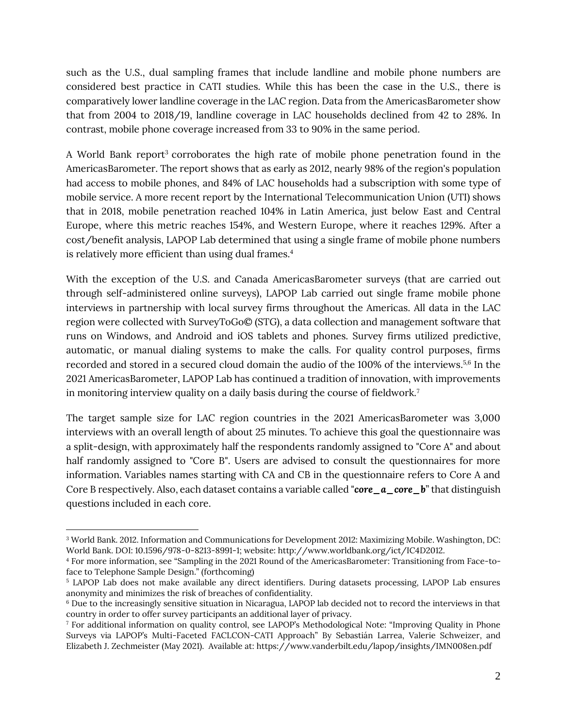such as the U.S., dual sampling frames that include landline and mobile phone numbers are considered best practice in CATI studies. While this has been the case in the U.S., there is comparatively lower landline coverage in the LAC region. Data from the AmericasBarometer show that from 2004 to 2018/19, landline coverage in LAC households declined from 42 to 28%. In contrast, mobile phone coverage increased from 33 to 90% in the same period.

A World Bank report[3] corroborates the high rate of mobile phone penetration found in the AmericasBarometer. The report shows that as early as 2012, nearly 98% of the region's population had access to mobile phones, and 84% of LAC households had a subscription with some type of mobile service. A more recent report by the International Telecommunication Union (UTI) shows that in 2018, mobile penetration reached 104% in Latin America, just below East and Central Europe, where this metric reaches 154%, and Western Europe, where it reaches 129%. After a cost/benefit analysis, LAPOP Lab determined that using a single frame of mobile phone numbers is relatively more efficient than using dual frames.[4]

With the exception of the U.S. and Canada AmericasBarometer surveys (that are carried out through self-administered online surveys), LAPOP Lab carried out single frame mobile phone interviews in partnership with local survey firms throughout the Americas. All data in the LAC region were collected with SurveyToGo© (STG), a data collection and management software that runs on Windows, and Android and iOS tablets and phones. Survey firms utilized predictive, automatic, or manual dialing systems to make the calls. For quality control purposes, firms recorded and stored in a secured cloud domain the audio of the 100% of the interviews.[5,6] In the 2021 AmericasBarometer, LAPOP Lab has continued a tradition of innovation, with improvements in monitoring interview quality on a daily basis during the course of fieldwork.[7]

The target sample size for LAC region countries in the 2021 AmericasBarometer was 3,000 interviews with an overall length of about 25 minutes. To achieve this goal the questionnaire was a split-design, with approximately half the respondents randomly assigned to "Core A" and about half randomly assigned to "Core B". Users are advised to consult the questionnaires for more information. Variables names starting with CA and CB in the questionnaire refers to Core A and Core B respectively. Also, each dataset contains a variable called "***core_a_core_b***" that distinguish questions included in each core.

---

[3] World Bank. 2012. Information and Communications for Development 2012: Maximizing Mobile. Washington, DC: World Bank. DOI: 10.1596/978-0-8213-8991-1; website: http://www.worldbank.org/ict/IC4D2012.

[4] For more information, see "Sampling in the 2021 Round of the AmericasBarometer: Transitioning from Face-to-face to Telephone Sample Design." (forthcoming)

[5] LAPOP Lab does not make available any direct identifiers. During datasets processing, LAPOP Lab ensures anonymity and minimizes the risk of breaches of confidentiality.

[6] Due to the increasingly sensitive situation in Nicaragua, LAPOP lab decided not to record the interviews in that country in order to offer survey participants an additional layer of privacy.

[7] For additional information on quality control, see LAPOP's Methodological Note: "Improving Quality in Phone Surveys via LAPOP's Multi-Faceted FACLCON-CATI Approach" By Sebastián Larrea, Valerie Schweizer, and Elizabeth J. Zechmeister (May 2021). Available at: https://www.vanderbilt.edu/lapop/insights/IMN008en.pdf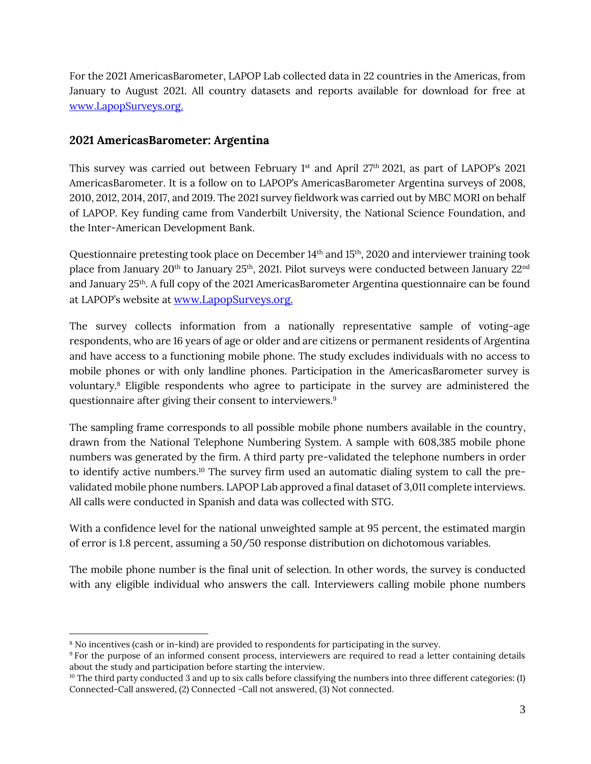For the 2021 AmericasBarometer, LAPOP Lab collected data in 22 countries in the Americas, from January to August 2021. All country datasets and reports available for download for free at [www.LapopSurveys.org.](http://www.LapopSurveys.org)

## 2021 AmericasBarometer: Argentina

This survey was carried out between February 1st and April 27th 2021, as part of LAPOP's 2021 AmericasBarometer. It is a follow on to LAPOP's AmericasBarometer Argentina surveys of 2008, 2010, 2012, 2014, 2017, and 2019. The 2021 survey fieldwork was carried out by MBC MORI on behalf of LAPOP. Key funding came from Vanderbilt University, the National Science Foundation, and the Inter-American Development Bank.

Questionnaire pretesting took place on December 14th and 15th, 2020 and interviewer training took place from January 20th to January 25th, 2021. Pilot surveys were conducted between January 22nd and January 25th. A full copy of the 2021 AmericasBarometer Argentina questionnaire can be found at LAPOP's website at [www.LapopSurveys.org.](http://www.LapopSurveys.org)

The survey collects information from a nationally representative sample of voting-age respondents, who are 16 years of age or older and are citizens or permanent residents of Argentina and have access to a functioning mobile phone. The study excludes individuals with no access to mobile phones or with only landline phones. Participation in the AmericasBarometer survey is voluntary.[8] Eligible respondents who agree to participate in the survey are administered the questionnaire after giving their consent to interviewers.[9]

The sampling frame corresponds to all possible mobile phone numbers available in the country, drawn from the National Telephone Numbering System. A sample with 608,385 mobile phone numbers was generated by the firm. A third party pre-validated the telephone numbers in order to identify active numbers.[10] The survey firm used an automatic dialing system to call the pre-validated mobile phone numbers. LAPOP Lab approved a final dataset of 3,011 complete interviews. All calls were conducted in Spanish and data was collected with STG.

With a confidence level for the national unweighted sample at 95 percent, the estimated margin of error is 1.8 percent, assuming a 50/50 response distribution on dichotomous variables.

The mobile phone number is the final unit of selection. In other words, the survey is conducted with any eligible individual who answers the call. Interviewers calling mobile phone numbers

---

[8] No incentives (cash or in-kind) are provided to respondents for participating in the survey.

[9] For the purpose of an informed consent process, interviewers are required to read a letter containing details about the study and participation before starting the interview.

[10] The third party conducted 3 and up to six calls before classifying the numbers into three different categories: (1) Connected-Call answered, (2) Connected -Call not answered, (3) Not connected.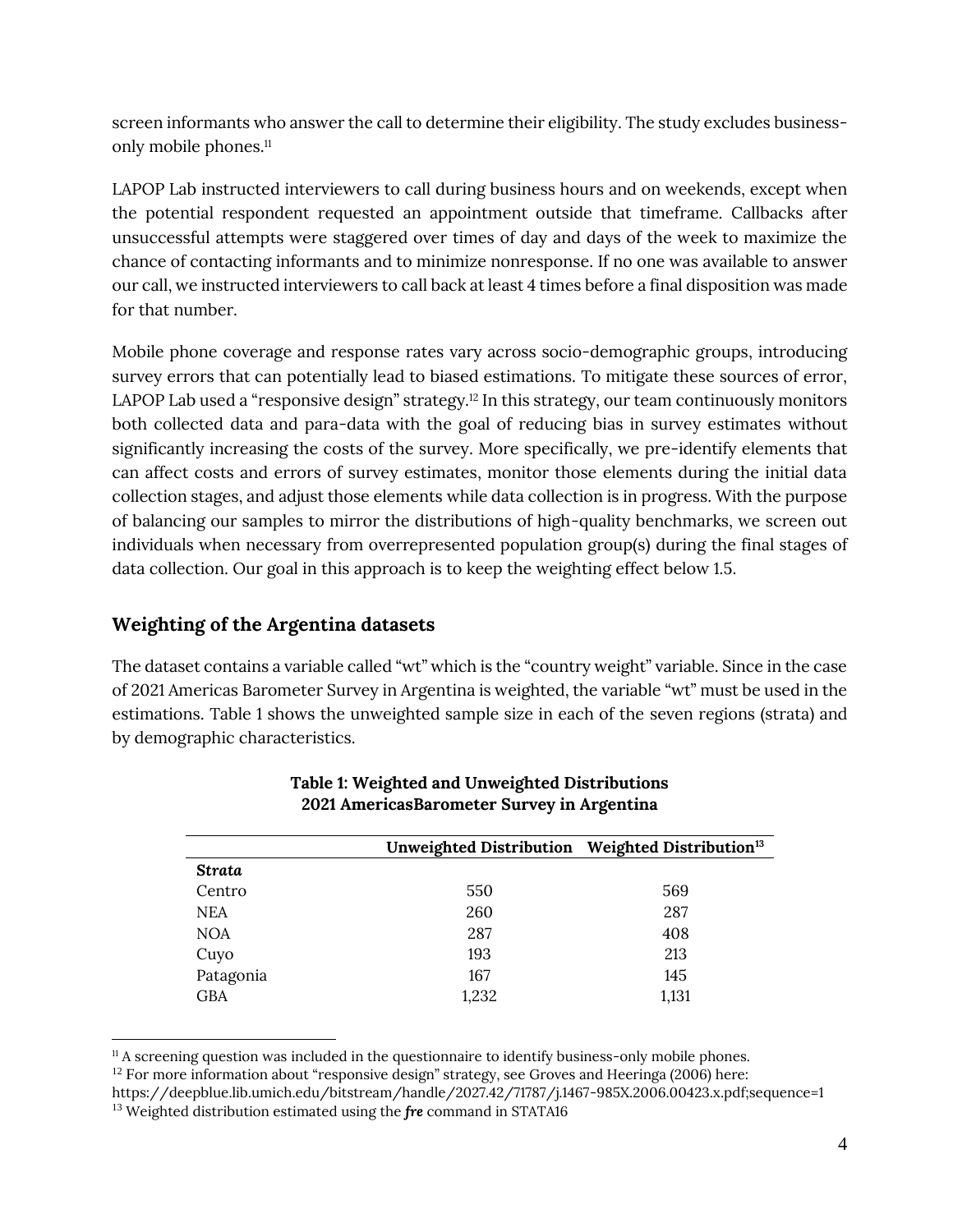screen informants who answer the call to determine their eligibility. The study excludes business-only mobile phones.[11]

LAPOP Lab instructed interviewers to call during business hours and on weekends, except when the potential respondent requested an appointment outside that timeframe. Callbacks after unsuccessful attempts were staggered over times of day and days of the week to maximize the chance of contacting informants and to minimize nonresponse. If no one was available to answer our call, we instructed interviewers to call back at least 4 times before a final disposition was made for that number.

Mobile phone coverage and response rates vary across socio-demographic groups, introducing survey errors that can potentially lead to biased estimations. To mitigate these sources of error, LAPOP Lab used a "responsive design" strategy.[12] In this strategy, our team continuously monitors both collected data and para-data with the goal of reducing bias in survey estimates without significantly increasing the costs of the survey. More specifically, we pre-identify elements that can affect costs and errors of survey estimates, monitor those elements during the initial data collection stages, and adjust those elements while data collection is in progress. With the purpose of balancing our samples to mirror the distributions of high-quality benchmarks, we screen out individuals when necessary from overrepresented population group(s) during the final stages of data collection. Our goal in this approach is to keep the weighting effect below 1.5.

## Weighting of the Argentina datasets

The dataset contains a variable called "wt" which is the "country weight" variable. Since in the case of 2021 Americas Barometer Survey in Argentina is weighted, the variable "wt" must be used in the estimations. Table 1 shows the unweighted sample size in each of the seven regions (strata) and by demographic characteristics.

**Table 1: Weighted and Unweighted Distributions 2021 AmericasBarometer Survey in Argentina**

| | Unweighted Distribution | Weighted Distribution[13] |
|---|---|---|
| ***Strata*** | | |
| Centro | 550 | 569 |
| NEA | 260 | 287 |
| NOA | 287 | 408 |
| Cuyo | 193 | 213 |
| Patagonia | 167 | 145 |
| GBA | 1,232 | 1,131 |

[11] A screening question was included in the questionnaire to identify business-only mobile phones.

[12] For more information about "responsive design" strategy, see Groves and Heeringa (2006) here: https://deepblue.lib.umich.edu/bitstream/handle/2027.42/71787/j.1467-985X.2006.00423.x.pdf;sequence=1

[13] Weighted distribution estimated using the ***fre*** command in STATA16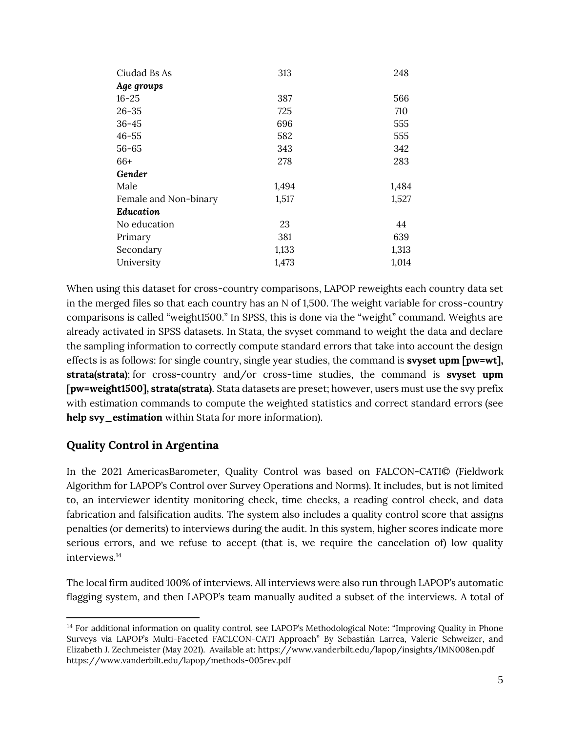| | | |
|---|---|---|
| Ciudad Bs As | 313 | 248 |
| ***Age groups*** | | |
| 16-25 | 387 | 566 |
| 26-35 | 725 | 710 |
| 36-45 | 696 | 555 |
| 46-55 | 582 | 555 |
| 56-65 | 343 | 342 |
| 66+ | 278 | 283 |
| ***Gender*** | | |
| Male | 1,494 | 1,484 |
| Female and Non-binary | 1,517 | 1,527 |
| ***Education*** | | |
| No education | 23 | 44 |
| Primary | 381 | 639 |
| Secondary | 1,133 | 1,313 |
| University | 1,473 | 1,014 |

When using this dataset for cross-country comparisons, LAPOP reweights each country data set in the merged files so that each country has an N of 1,500. The weight variable for cross-country comparisons is called "weight1500." In SPSS, this is done via the "weight" command. Weights are already activated in SPSS datasets. In Stata, the svyset command to weight the data and declare the sampling information to correctly compute standard errors that take into account the design effects is as follows: for single country, single year studies, the command is **svyset upm [pw=wt], strata(strata)**; for cross-country and/or cross-time studies, the command is **svyset upm [pw=weight1500], strata(strata)**. Stata datasets are preset; however, users must use the svy prefix with estimation commands to compute the weighted statistics and correct standard errors (see **help svy_estimation** within Stata for more information).

## Quality Control in Argentina

In the 2021 AmericasBarometer, Quality Control was based on FALCON-CATI© (Fieldwork Algorithm for LAPOP's Control over Survey Operations and Norms). It includes, but is not limited to, an interviewer identity monitoring check, time checks, a reading control check, and data fabrication and falsification audits. The system also includes a quality control score that assigns penalties (or demerits) to interviews during the audit. In this system, higher scores indicate more serious errors, and we refuse to accept (that is, we require the cancelation of) low quality interviews.[14]

The local firm audited 100% of interviews. All interviews were also run through LAPOP's automatic flagging system, and then LAPOP's team manually audited a subset of the interviews. A total of

[14] For additional information on quality control, see LAPOP's Methodological Note: "Improving Quality in Phone Surveys via LAPOP's Multi-Faceted FACLCON-CATI Approach" By Sebastián Larrea, Valerie Schweizer, and Elizabeth J. Zechmeister (May 2021). Available at: https://www.vanderbilt.edu/lapop/insights/IMN008en.pdf https://www.vanderbilt.edu/lapop/methods-005rev.pdf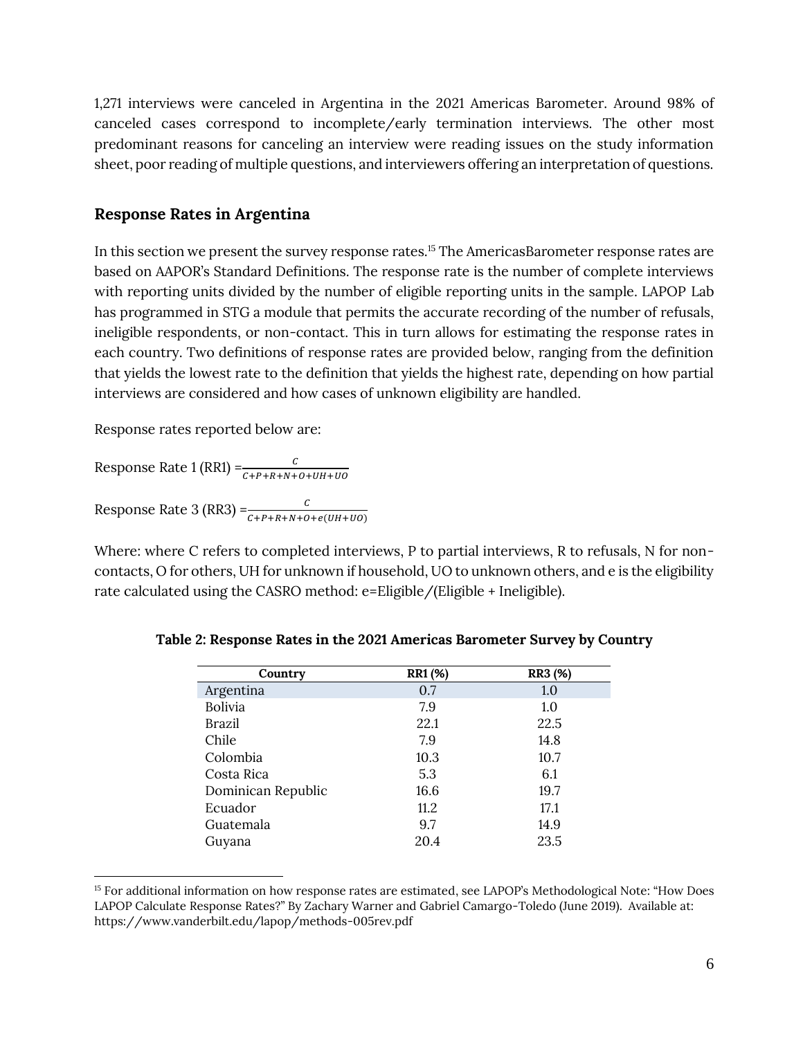1,271 interviews were canceled in Argentina in the 2021 Americas Barometer. Around 98% of canceled cases correspond to incomplete/early termination interviews. The other most predominant reasons for canceling an interview were reading issues on the study information sheet, poor reading of multiple questions, and interviewers offering an interpretation of questions.

## Response Rates in Argentina

In this section we present the survey response rates.[15] The AmericasBarometer response rates are based on AAPOR's Standard Definitions. The response rate is the number of complete interviews with reporting units divided by the number of eligible reporting units in the sample. LAPOP Lab has programmed in STG a module that permits the accurate recording of the number of refusals, ineligible respondents, or non-contact. This in turn allows for estimating the response rates in each country. Two definitions of response rates are provided below, ranging from the definition that yields the lowest rate to the definition that yields the highest rate, depending on how partial interviews are considered and how cases of unknown eligibility are handled.

Response rates reported below are:

Response Rate 1 (RR1) $= \frac{C}{C+P+R+N+O+UH+UO}$

Response Rate 3 (RR3) $= \frac{C}{C+P+R+N+O+e(UH+UO)}$

Where: where C refers to completed interviews, P to partial interviews, R to refusals, N for non-contacts, O for others, UH for unknown if household, UO to unknown others, and e is the eligibility rate calculated using the CASRO method: e=Eligible/(Eligible + Ineligible).

**Table 2: Response Rates in the 2021 Americas Barometer Survey by Country**

| Country | RR1 (%) | RR3 (%) |
|---|---|---|
| Argentina | 0.7 | 1.0 |
| Bolivia | 7.9 | 1.0 |
| Brazil | 22.1 | 22.5 |
| Chile | 7.9 | 14.8 |
| Colombia | 10.3 | 10.7 |
| Costa Rica | 5.3 | 6.1 |
| Dominican Republic | 16.6 | 19.7 |
| Ecuador | 11.2 | 17.1 |
| Guatemala | 9.7 | 14.9 |
| Guyana | 20.4 | 23.5 |

[15] For additional information on how response rates are estimated, see LAPOP's Methodological Note: "How Does LAPOP Calculate Response Rates?" By Zachary Warner and Gabriel Camargo-Toledo (June 2019). Available at: https://www.vanderbilt.edu/lapop/methods-005rev.pdf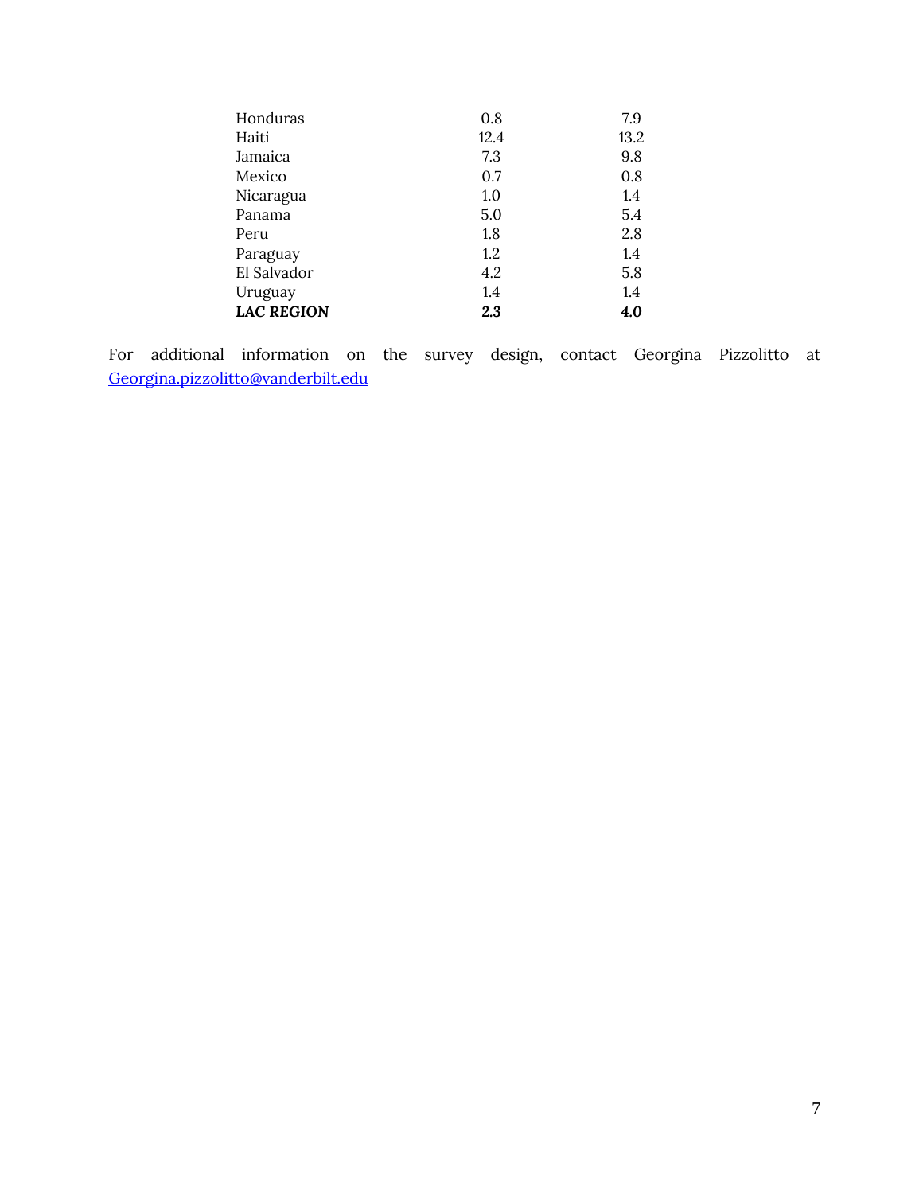| | | |
|---|---|---|
| Honduras | 0.8 | 7.9 |
| Haiti | 12.4 | 13.2 |
| Jamaica | 7.3 | 9.8 |
| Mexico | 0.7 | 0.8 |
| Nicaragua | 1.0 | 1.4 |
| Panama | 5.0 | 5.4 |
| Peru | 1.8 | 2.8 |
| Paraguay | 1.2 | 1.4 |
| El Salvador | 4.2 | 5.8 |
| Uruguay | 1.4 | 1.4 |
| **LAC REGION** | **2.3** | **4.0** |

For additional information on the survey design, contact Georgina Pizzolitto at Georgina.pizzolitto@vanderbilt.edu